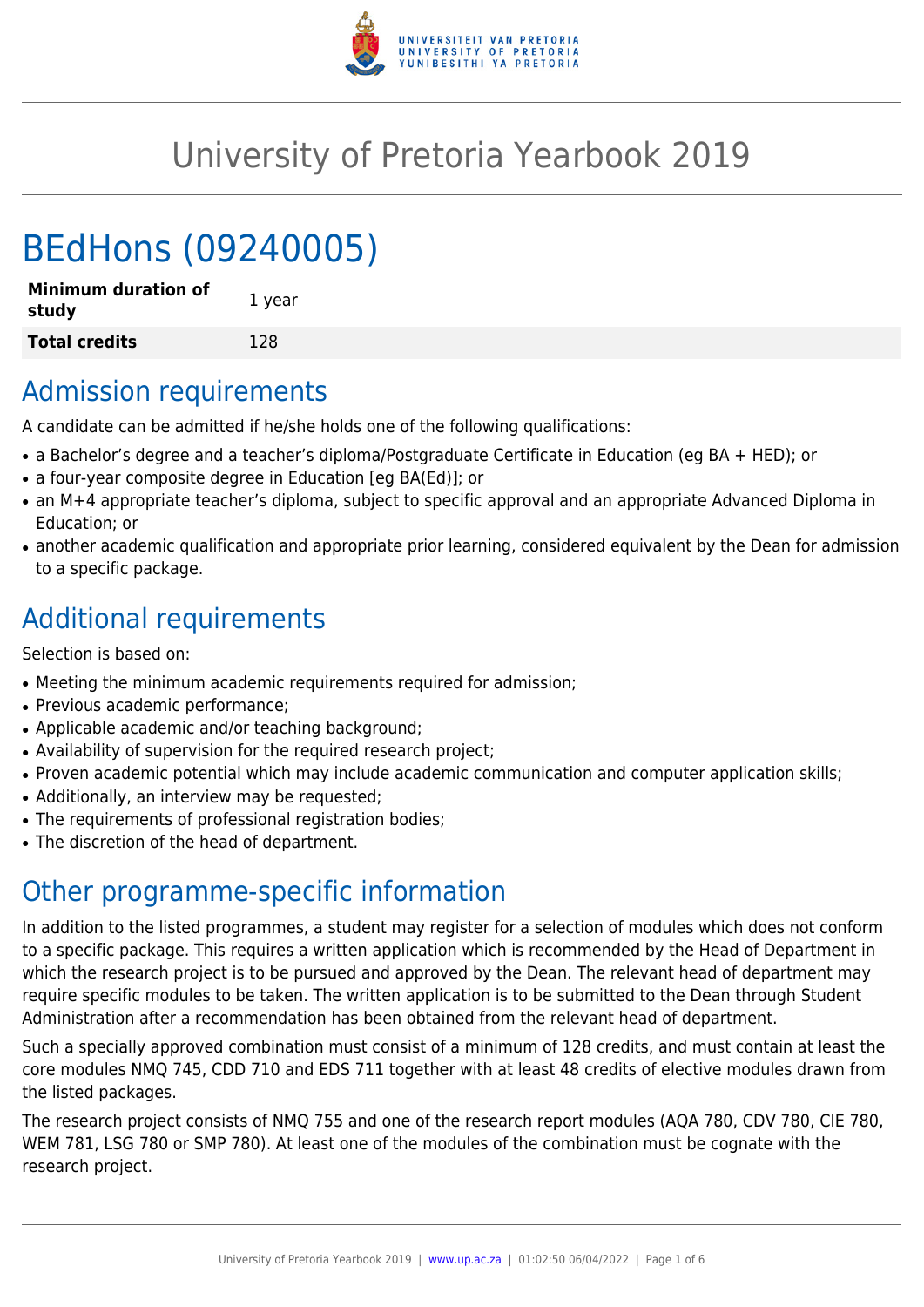# University of Pretoria Yearbook 2019

# BEdHons (09240005)

| **Minimum duration of study** | 1 year |
|---|---|
| **Total credits** | 128 |

## Admission requirements

A candidate can be admitted if he/she holds one of the following qualifications:

- a Bachelor's degree and a teacher's diploma/Postgraduate Certificate in Education (eg BA + HED); or
- a four-year composite degree in Education [eg BA(Ed)]; or
- an M+4 appropriate teacher's diploma, subject to specific approval and an appropriate Advanced Diploma in Education; or
- another academic qualification and appropriate prior learning, considered equivalent by the Dean for admission to a specific package.

## Additional requirements

Selection is based on:

- Meeting the minimum academic requirements required for admission;
- Previous academic performance;
- Applicable academic and/or teaching background;
- Availability of supervision for the required research project;
- Proven academic potential which may include academic communication and computer application skills;
- Additionally, an interview may be requested;
- The requirements of professional registration bodies;
- The discretion of the head of department.

## Other programme-specific information

In addition to the listed programmes, a student may register for a selection of modules which does not conform to a specific package. This requires a written application which is recommended by the Head of Department in which the research project is to be pursued and approved by the Dean. The relevant head of department may require specific modules to be taken. The written application is to be submitted to the Dean through Student Administration after a recommendation has been obtained from the relevant head of department.

Such a specially approved combination must consist of a minimum of 128 credits, and must contain at least the core modules NMQ 745, CDD 710 and EDS 711 together with at least 48 credits of elective modules drawn from the listed packages.

The research project consists of NMQ 755 and one of the research report modules (AQA 780, CDV 780, CIE 780, WEM 781, LSG 780 or SMP 780). At least one of the modules of the combination must be cognate with the research project.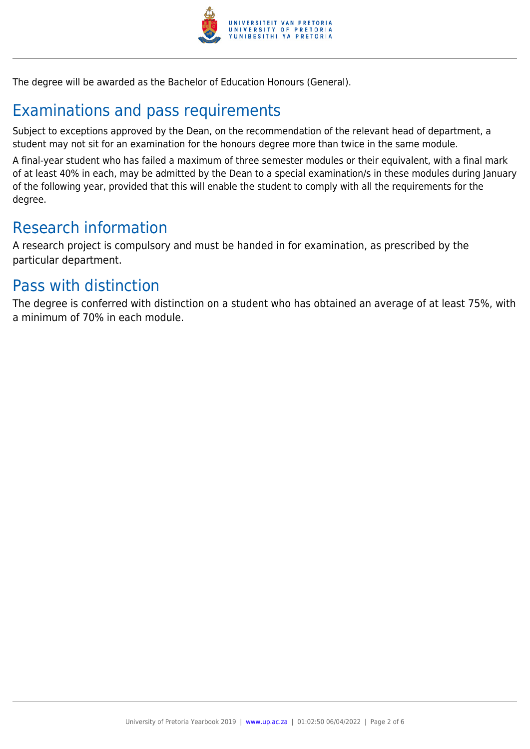The degree will be awarded as the Bachelor of Education Honours (General).

## Examinations and pass requirements

Subject to exceptions approved by the Dean, on the recommendation of the relevant head of department, a student may not sit for an examination for the honours degree more than twice in the same module.

A final-year student who has failed a maximum of three semester modules or their equivalent, with a final mark of at least 40% in each, may be admitted by the Dean to a special examination/s in these modules during January of the following year, provided that this will enable the student to comply with all the requirements for the degree.

## Research information

A research project is compulsory and must be handed in for examination, as prescribed by the particular department.

## Pass with distinction

The degree is conferred with distinction on a student who has obtained an average of at least 75%, with a minimum of 70% in each module.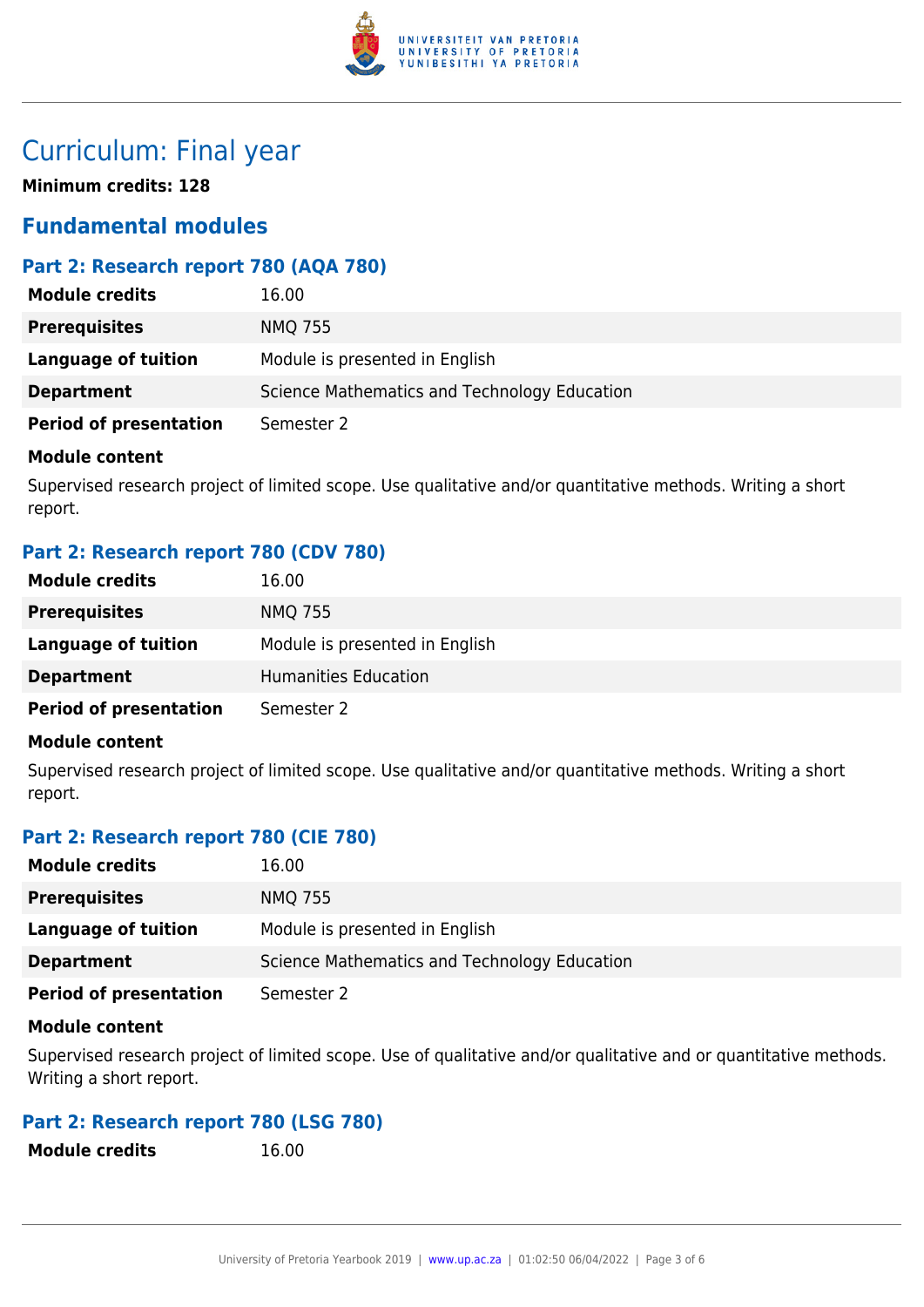# Curriculum: Final year

**Minimum credits: 128**

## Fundamental modules

### Part 2: Research report 780 (AQA 780)

| | |
|---|---|
| **Module credits** | 16.00 |
| **Prerequisites** | NMQ 755 |
| **Language of tuition** | Module is presented in English |
| **Department** | Science Mathematics and Technology Education |
| **Period of presentation** | Semester 2 |

**Module content**

Supervised research project of limited scope. Use qualitative and/or quantitative methods. Writing a short report.

### Part 2: Research report 780 (CDV 780)

| | |
|---|---|
| **Module credits** | 16.00 |
| **Prerequisites** | NMQ 755 |
| **Language of tuition** | Module is presented in English |
| **Department** | Humanities Education |
| **Period of presentation** | Semester 2 |

**Module content**

Supervised research project of limited scope. Use qualitative and/or quantitative methods. Writing a short report.

### Part 2: Research report 780 (CIE 780)

| | |
|---|---|
| **Module credits** | 16.00 |
| **Prerequisites** | NMQ 755 |
| **Language of tuition** | Module is presented in English |
| **Department** | Science Mathematics and Technology Education |
| **Period of presentation** | Semester 2 |

**Module content**

Supervised research project of limited scope. Use of qualitative and/or qualitative and or quantitative methods. Writing a short report.

### Part 2: Research report 780 (LSG 780)

| | |
|---|---|
| **Module credits** | 16.00 |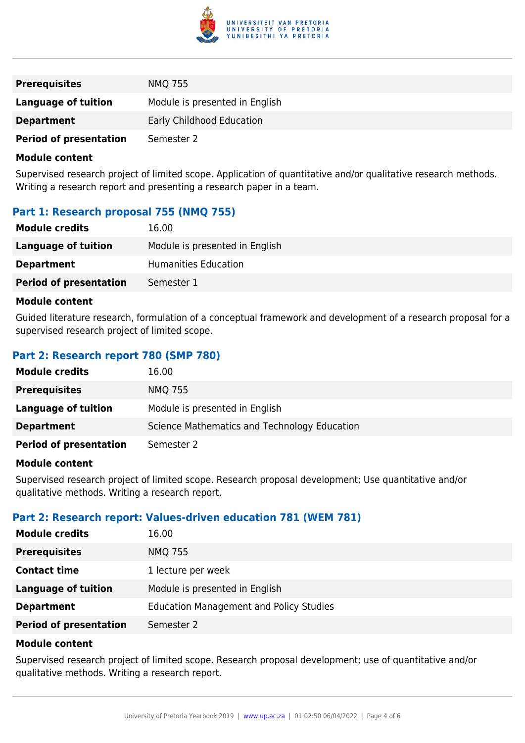| | |
|---|---|
| **Prerequisites** | NMQ 755 |
| **Language of tuition** | Module is presented in English |
| **Department** | Early Childhood Education |
| **Period of presentation** | Semester 2 |

**Module content**

Supervised research project of limited scope. Application of quantitative and/or qualitative research methods. Writing a research report and presenting a research paper in a team.

### Part 1: Research proposal 755 (NMQ 755)

| | |
|---|---|
| **Module credits** | 16.00 |
| **Language of tuition** | Module is presented in English |
| **Department** | Humanities Education |
| **Period of presentation** | Semester 1 |

**Module content**

Guided literature research, formulation of a conceptual framework and development of a research proposal for a supervised research project of limited scope.

### Part 2: Research report 780 (SMP 780)

| | |
|---|---|
| **Module credits** | 16.00 |
| **Prerequisites** | NMQ 755 |
| **Language of tuition** | Module is presented in English |
| **Department** | Science Mathematics and Technology Education |
| **Period of presentation** | Semester 2 |

**Module content**

Supervised research project of limited scope. Research proposal development; Use quantitative and/or qualitative methods. Writing a research report.

### Part 2: Research report: Values-driven education 781 (WEM 781)

| | |
|---|---|
| **Module credits** | 16.00 |
| **Prerequisites** | NMQ 755 |
| **Contact time** | 1 lecture per week |
| **Language of tuition** | Module is presented in English |
| **Department** | Education Management and Policy Studies |
| **Period of presentation** | Semester 2 |

**Module content**

Supervised research project of limited scope. Research proposal development; use of quantitative and/or qualitative methods. Writing a research report.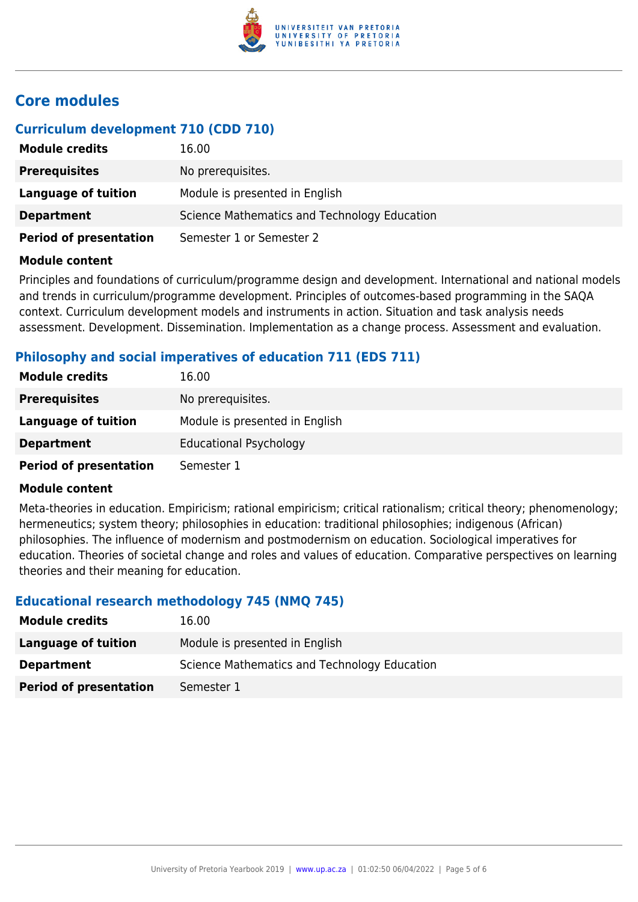## Core modules

### Curriculum development 710 (CDD 710)

| | |
|---|---|
| **Module credits** | 16.00 |
| **Prerequisites** | No prerequisites. |
| **Language of tuition** | Module is presented in English |
| **Department** | Science Mathematics and Technology Education |
| **Period of presentation** | Semester 1 or Semester 2 |

**Module content**

Principles and foundations of curriculum/programme design and development. International and national models and trends in curriculum/programme development. Principles of outcomes-based programming in the SAQA context. Curriculum development models and instruments in action. Situation and task analysis needs assessment. Development. Dissemination. Implementation as a change process. Assessment and evaluation.

### Philosophy and social imperatives of education 711 (EDS 711)

| | |
|---|---|
| **Module credits** | 16.00 |
| **Prerequisites** | No prerequisites. |
| **Language of tuition** | Module is presented in English |
| **Department** | Educational Psychology |
| **Period of presentation** | Semester 1 |

**Module content**

Meta-theories in education. Empiricism; rational empiricism; critical rationalism; critical theory; phenomenology; hermeneutics; system theory; philosophies in education: traditional philosophies; indigenous (African) philosophies. The influence of modernism and postmodernism on education. Sociological imperatives for education. Theories of societal change and roles and values of education. Comparative perspectives on learning theories and their meaning for education.

### Educational research methodology 745 (NMQ 745)

| | |
|---|---|
| **Module credits** | 16.00 |
| **Language of tuition** | Module is presented in English |
| **Department** | Science Mathematics and Technology Education |
| **Period of presentation** | Semester 1 |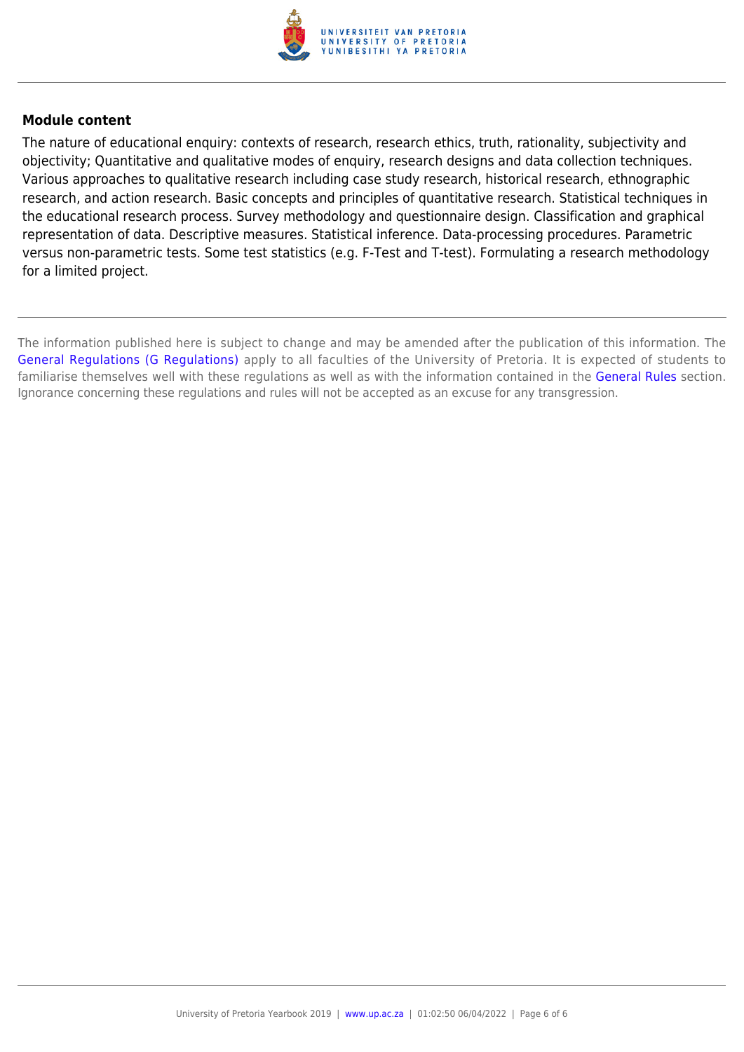**Module content**

The nature of educational enquiry: contexts of research, research ethics, truth, rationality, subjectivity and objectivity; Quantitative and qualitative modes of enquiry, research designs and data collection techniques. Various approaches to qualitative research including case study research, historical research, ethnographic research, and action research. Basic concepts and principles of quantitative research. Statistical techniques in the educational research process. Survey methodology and questionnaire design. Classification and graphical representation of data. Descriptive measures. Statistical inference. Data-processing procedures. Parametric versus non-parametric tests. Some test statistics (e.g. F-Test and T-test). Formulating a research methodology for a limited project.

The information published here is subject to change and may be amended after the publication of this information. The General Regulations (G Regulations) apply to all faculties of the University of Pretoria. It is expected of students to familiarise themselves well with these regulations as well as with the information contained in the General Rules section. Ignorance concerning these regulations and rules will not be accepted as an excuse for any transgression.